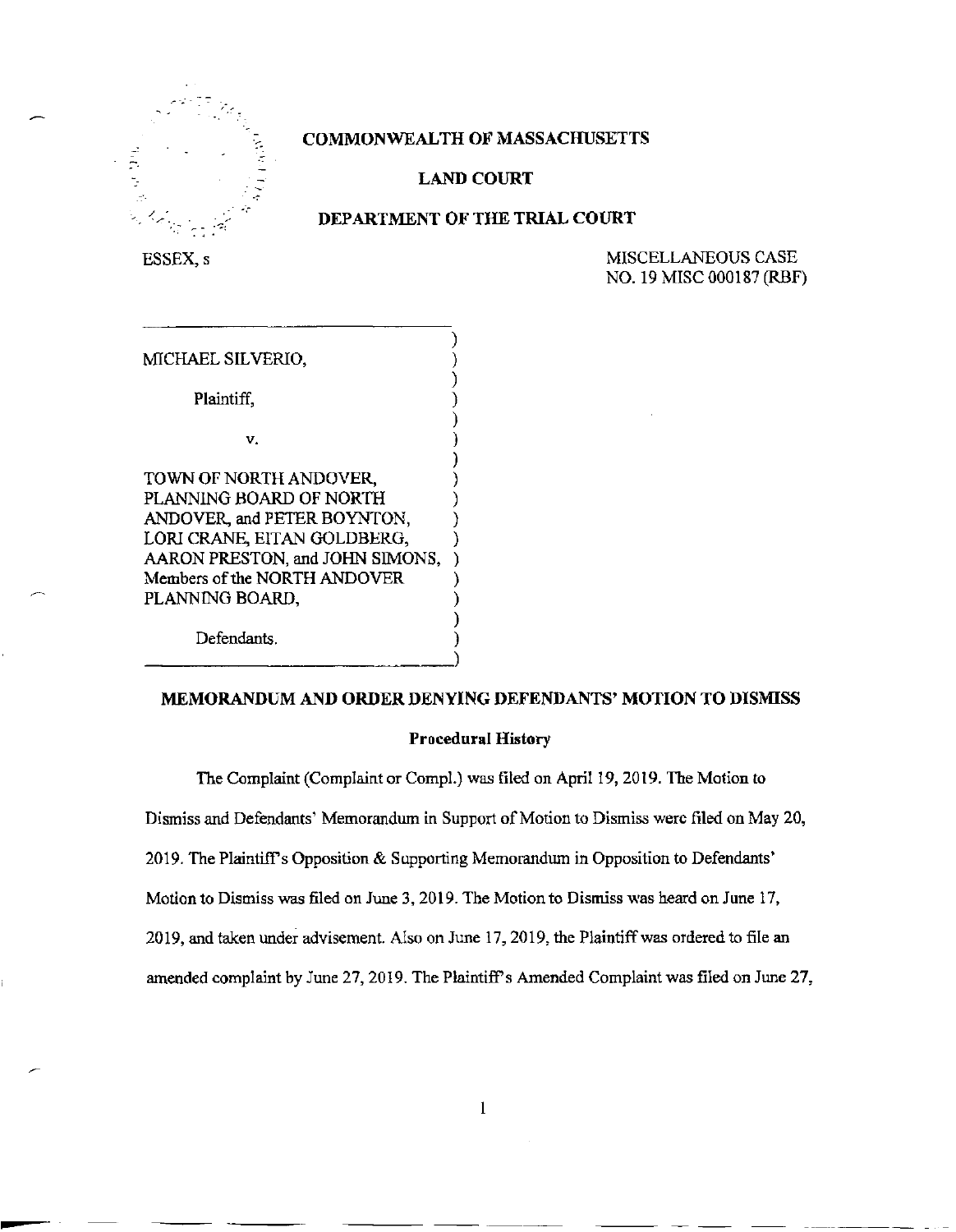**COMMONWEALTH OF MASSACHUSETTS**

**LAND COURT**

**DEPARTMENT OF THE TRIAL COURT**

ESSEX, s

MISCELLANEOUS CASE
NO. 19 MISC 000187 (RBF)

MICHAEL SILVERIO,

Plaintiff,

v.

TOWN OF NORTH ANDOVER, PLANNING BOARD OF NORTH ANDOVER, and PETER BOYNTON, LORI CRANE, EITAN GOLDBERG, AARON PRESTON, and JOHN SIMONS, Members of the NORTH ANDOVER PLANNING BOARD,

Defendants.

## MEMORANDUM AND ORDER DENYING DEFENDANTS' MOTION TO DISMISS

### Procedural History

The Complaint (Complaint or Compl.) was filed on April 19, 2019. The Motion to Dismiss and Defendants' Memorandum in Support of Motion to Dismiss were filed on May 20, 2019. The Plaintiff's Opposition & Supporting Memorandum in Opposition to Defendants' Motion to Dismiss was filed on June 3, 2019. The Motion to Dismiss was heard on June 17, 2019, and taken under advisement. Also on June 17, 2019, the Plaintiff was ordered to file an amended complaint by June 27, 2019. The Plaintiff's Amended Complaint was filed on June 27,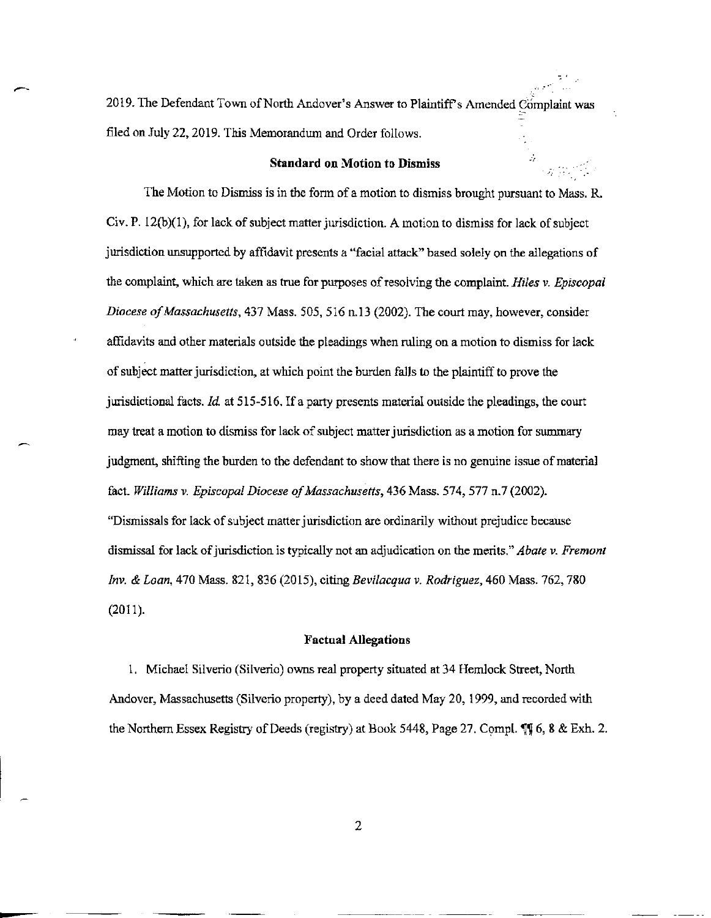2019. The Defendant Town of North Andover's Answer to Plaintiff's Amended Complaint was filed on July 22, 2019. This Memorandum and Order follows.

**Standard on Motion to Dismiss**

The Motion to Dismiss is in the form of a motion to dismiss brought pursuant to Mass. R. Civ. P. 12(b)(1), for lack of subject matter jurisdiction. A motion to dismiss for lack of subject jurisdiction unsupported by affidavit presents a "facial attack" based solely on the allegations of the complaint, which are taken as true for purposes of resolving the complaint. *Hiles v. Episcopal Diocese of Massachusetts*, 437 Mass. 505, 516 n.13 (2002). The court may, however, consider affidavits and other materials outside the pleadings when ruling on a motion to dismiss for lack of subject matter jurisdiction, at which point the burden falls to the plaintiff to prove the jurisdictional facts. *Id.* at 515-516. If a party presents material outside the pleadings, the court may treat a motion to dismiss for lack of subject matter jurisdiction as a motion for summary judgment, shifting the burden to the defendant to show that there is no genuine issue of material fact. *Williams v. Episcopal Diocese of Massachusetts*, 436 Mass. 574, 577 n.7 (2002). "Dismissals for lack of subject matter jurisdiction are ordinarily without prejudice because dismissal for lack of jurisdiction is typically not an adjudication on the merits." *Abate v. Fremont Inv. & Loan*, 470 Mass. 821, 836 (2015), citing *Bevilacqua v. Rodriguez*, 460 Mass. 762, 780 (2011).

**Factual Allegations**

1. Michael Silverio (Silverio) owns real property situated at 34 Hemlock Street, North Andover, Massachusetts (Silverio property), by a deed dated May 20, 1999, and recorded with the Northern Essex Registry of Deeds (registry) at Book 5448, Page 27. Compl. ¶¶ 6, 8 & Exh. 2.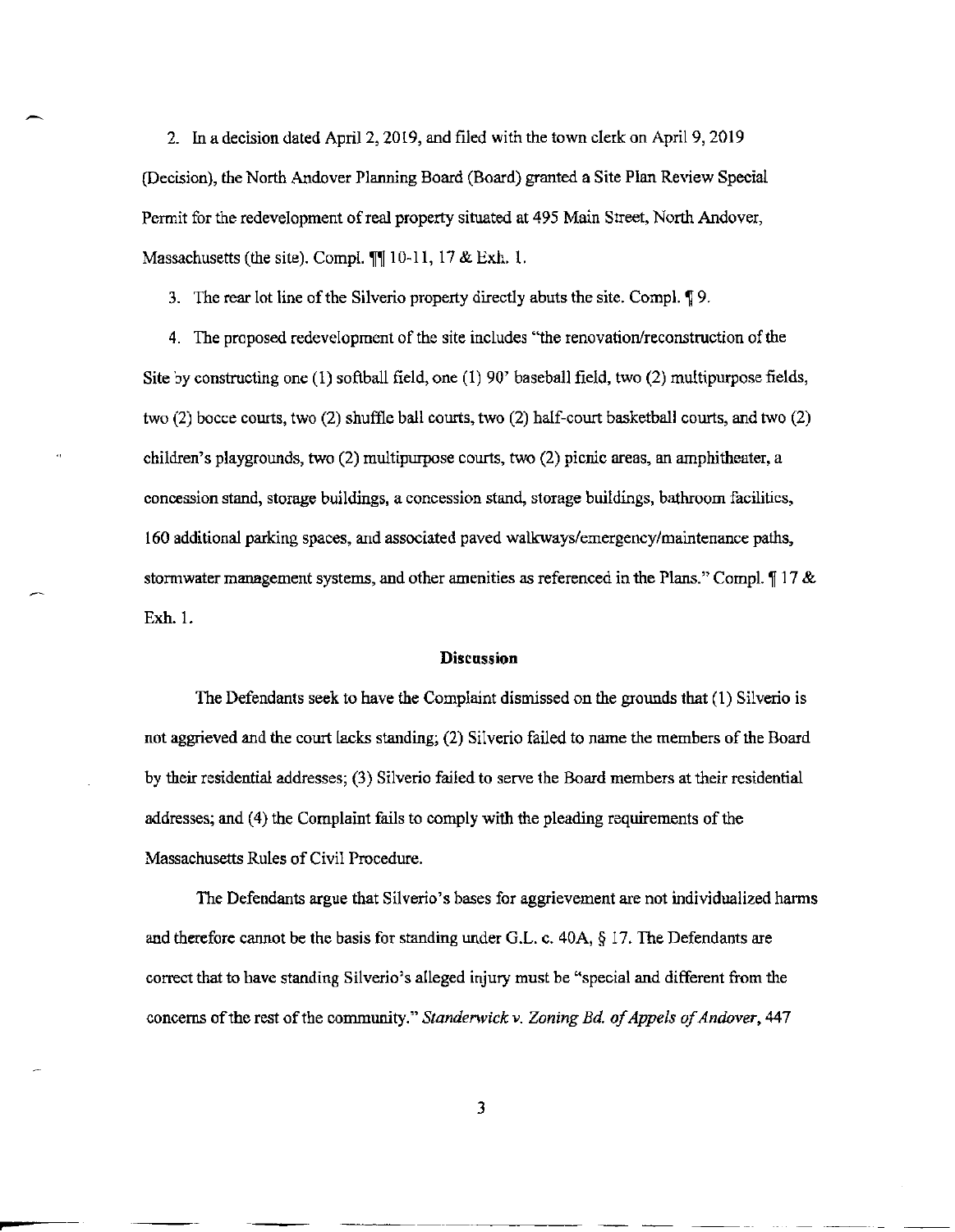2. In a decision dated April 2, 2019, and filed with the town clerk on April 9, 2019 (Decision), the North Andover Planning Board (Board) granted a Site Plan Review Special Permit for the redevelopment of real property situated at 495 Main Street, North Andover, Massachusetts (the site). Compl. ¶¶ 10-11, 17 & Exh. 1.

3. The rear lot line of the Silverio property directly abuts the site. Compl. ¶ 9.

4. The proposed redevelopment of the site includes "the renovation/reconstruction of the Site by constructing one (1) softball field, one (1) 90' baseball field, two (2) multipurpose fields, two (2) bocce courts, two (2) shuffle ball courts, two (2) half-court basketball courts, and two (2) children's playgrounds, two (2) multipurpose courts, two (2) picnic areas, an amphitheater, a concession stand, storage buildings, a concession stand, storage buildings, bathroom facilities, 160 additional parking spaces, and associated paved walkways/emergency/maintenance paths, stormwater management systems, and other amenities as referenced in the Plans." Compl. ¶ 17 & Exh. 1.

## Discussion

The Defendants seek to have the Complaint dismissed on the grounds that (1) Silverio is not aggrieved and the court lacks standing; (2) Silverio failed to name the members of the Board by their residential addresses; (3) Silverio failed to serve the Board members at their residential addresses; and (4) the Complaint fails to comply with the pleading requirements of the Massachusetts Rules of Civil Procedure.

The Defendants argue that Silverio's bases for aggrievement are not individualized harms and therefore cannot be the basis for standing under G.L. c. 40A, § 17. The Defendants are correct that to have standing Silverio's alleged injury must be "special and different from the concerns of the rest of the community." *Standerwick v. Zoning Bd. of Appels of Andover*, 447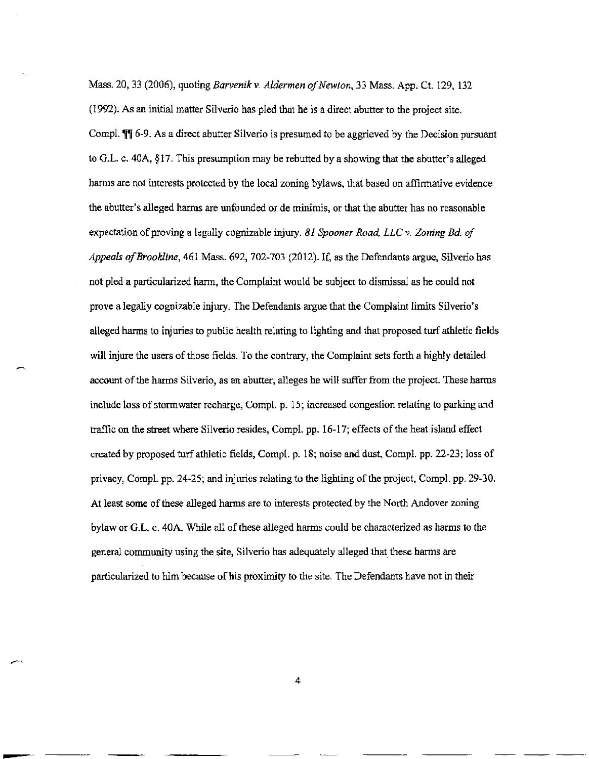Mass. 20, 33 (2006), quoting *Barvenik v. Aldermen of Newton*, 33 Mass. App. Ct. 129, 132 (1992). As an initial matter Silverio has pled that he is a direct abutter to the project site. Compl. ¶¶ 6-9. As a direct abutter Silverio is presumed to be aggrieved by the Decision pursuant to G.L. c. 40A, §17. This presumption may be rebutted by a showing that the abutter's alleged harms are not interests protected by the local zoning bylaws, that based on affirmative evidence the abutter's alleged harms are unfounded or de minimis, or that the abutter has no reasonable expectation of proving a legally cognizable injury. *81 Spooner Road, LLC v. Zoning Bd. of Appeals of Brookline*, 461 Mass. 692, 702-703 (2012). If, as the Defendants argue, Silverio has not pled a particularized harm, the Complaint would be subject to dismissal as he could not prove a legally cognizable injury. The Defendants argue that the Complaint limits Silverio's alleged harms to injuries to public health relating to lighting and that proposed turf athletic fields will injure the users of those fields. To the contrary, the Complaint sets forth a highly detailed account of the harms Silverio, as an abutter, alleges he will suffer from the project. These harms include loss of stormwater recharge, Compl. p. 15; increased congestion relating to parking and traffic on the street where Silverio resides, Compl. pp. 16-17; effects of the heat island effect created by proposed turf athletic fields, Compl. p. 18; noise and dust, Compl. pp. 22-23; loss of privacy, Compl. pp. 24-25; and injuries relating to the lighting of the project, Compl. pp. 29-30. At least some of these alleged harms are to interests protected by the North Andover zoning bylaw or G.L. c. 40A. While all of these alleged harms could be characterized as harms to the general community using the site, Silverio has adequately alleged that these harms are particularized to him because of his proximity to the site. The Defendants have not in their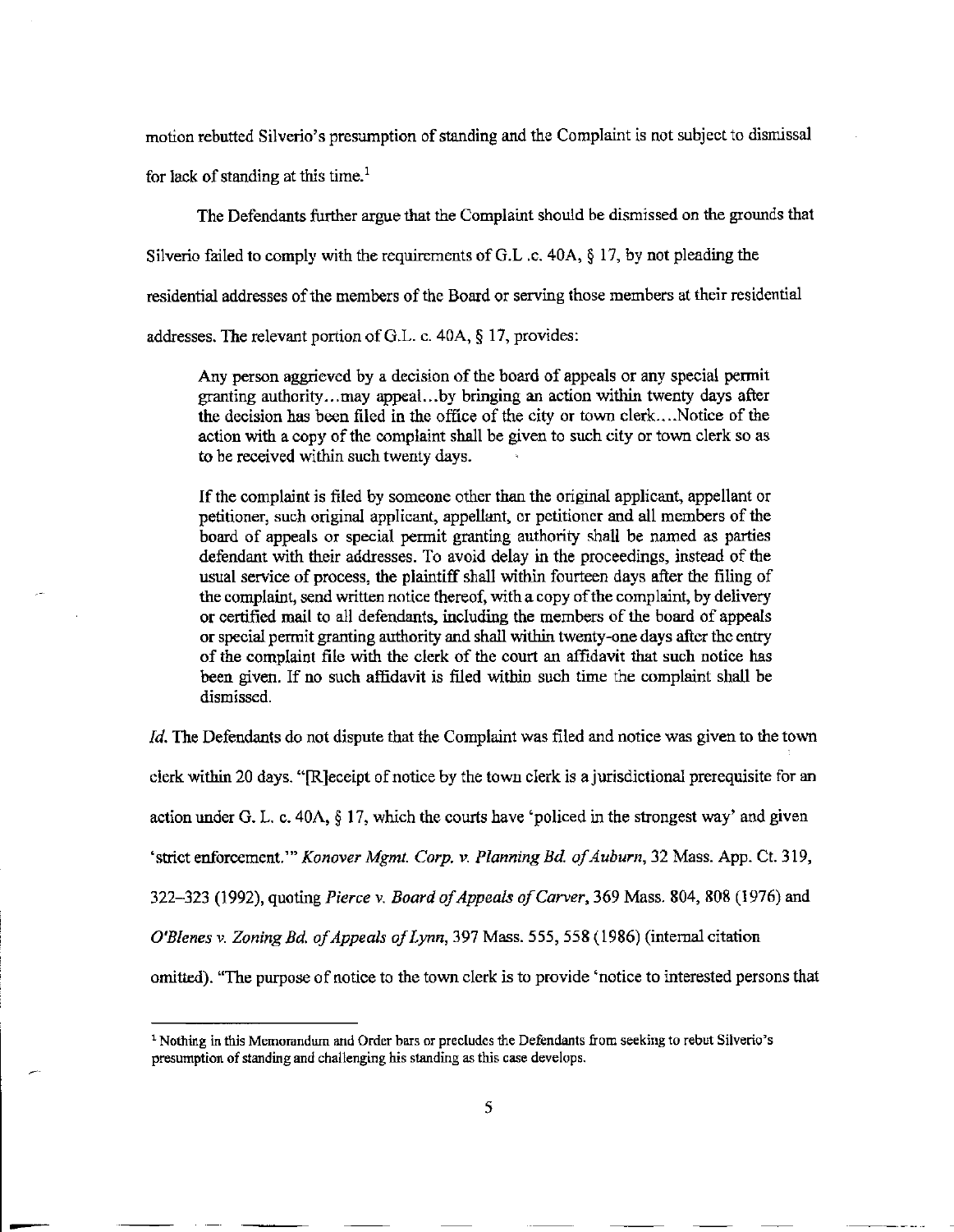motion rebutted Silverio's presumption of standing and the Complaint is not subject to dismissal for lack of standing at this time.[1]

The Defendants further argue that the Complaint should be dismissed on the grounds that Silverio failed to comply with the requirements of G.L .c. 40A, § 17, by not pleading the residential addresses of the members of the Board or serving those members at their residential addresses. The relevant portion of G.L. c. 40A, § 17, provides:

> Any person aggrieved by a decision of the board of appeals or any special permit granting authority...may appeal...by bringing an action within twenty days after the decision has been filed in the office of the city or town clerk....Notice of the action with a copy of the complaint shall be given to such city or town clerk so as to be received within such twenty days.
>
> If the complaint is filed by someone other than the original applicant, appellant or petitioner, such original applicant, appellant, or petitioner and all members of the board of appeals or special permit granting authority shall be named as parties defendant with their addresses. To avoid delay in the proceedings, instead of the usual service of process, the plaintiff shall within fourteen days after the filing of the complaint, send written notice thereof, with a copy of the complaint, by delivery or certified mail to all defendants, including the members of the board of appeals or special permit granting authority and shall within twenty-one days after the entry of the complaint file with the clerk of the court an affidavit that such notice has been given. If no such affidavit is filed within such time the complaint shall be dismissed.

*Id.* The Defendants do not dispute that the Complaint was filed and notice was given to the town clerk within 20 days. "[R]eceipt of notice by the town clerk is a jurisdictional prerequisite for an action under G. L. c. 40A, § 17, which the courts have 'policed in the strongest way' and given 'strict enforcement.'" *Konover Mgmt. Corp. v. Planning Bd. of Auburn*, 32 Mass. App. Ct. 319, 322–323 (1992), quoting *Pierce v. Board of Appeals of Carver*, 369 Mass. 804, 808 (1976) and *O'Blenes v. Zoning Bd. of Appeals of Lynn*, 397 Mass. 555, 558 (1986) (internal citation omitted). "The purpose of notice to the town clerk is to provide 'notice to interested persons that

---

[1] Nothing in this Memorandum and Order bars or precludes the Defendants from seeking to rebut Silverio's presumption of standing and challenging his standing as this case develops.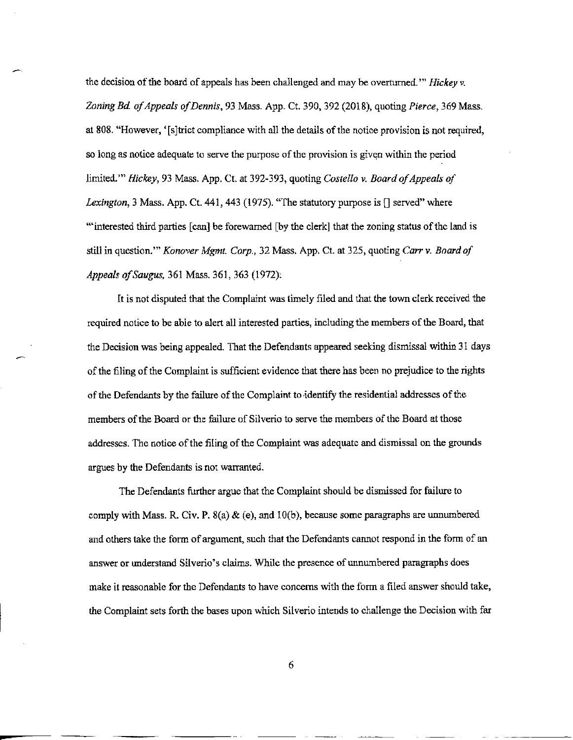the decision of the board of appeals has been challenged and may be overturned.'" *Hickey v. Zoning Bd. of Appeals of Dennis*, 93 Mass. App. Ct. 390, 392 (2018), quoting *Pierce*, 369 Mass. at 808. "However, '[s]trict compliance with all the details of the notice provision is not required, so long as notice adequate to serve the purpose of the provision is given within the period limited.'" *Hickey*, 93 Mass. App. Ct. at 392-393, quoting *Costello v. Board of Appeals of Lexington*, 3 Mass. App. Ct. 441, 443 (1975). "The statutory purpose is [] served" where "'interested third parties [can] be forewarned [by the clerk] that the zoning status of the land is still in question.'" *Konover Mgmt. Corp.*, 32 Mass. App. Ct. at 325, quoting *Carr v. Board of Appeals of Saugus*, 361 Mass. 361, 363 (1972).

It is not disputed that the Complaint was timely filed and that the town clerk received the required notice to be able to alert all interested parties, including the members of the Board, that the Decision was being appealed. That the Defendants appeared seeking dismissal within 31 days of the filing of the Complaint is sufficient evidence that there has been no prejudice to the rights of the Defendants by the failure of the Complaint to identify the residential addresses of the members of the Board or the failure of Silverio to serve the members of the Board at those addresses. The notice of the filing of the Complaint was adequate and dismissal on the grounds argues by the Defendants is not warranted.

The Defendants further argue that the Complaint should be dismissed for failure to comply with Mass. R. Civ. P. 8(a) & (e), and 10(b), because some paragraphs are unnumbered and others take the form of argument, such that the Defendants cannot respond in the form of an answer or understand Silverio's claims. While the presence of unnumbered paragraphs does make it reasonable for the Defendants to have concerns with the form a filed answer should take, the Complaint sets forth the bases upon which Silverio intends to challenge the Decision with far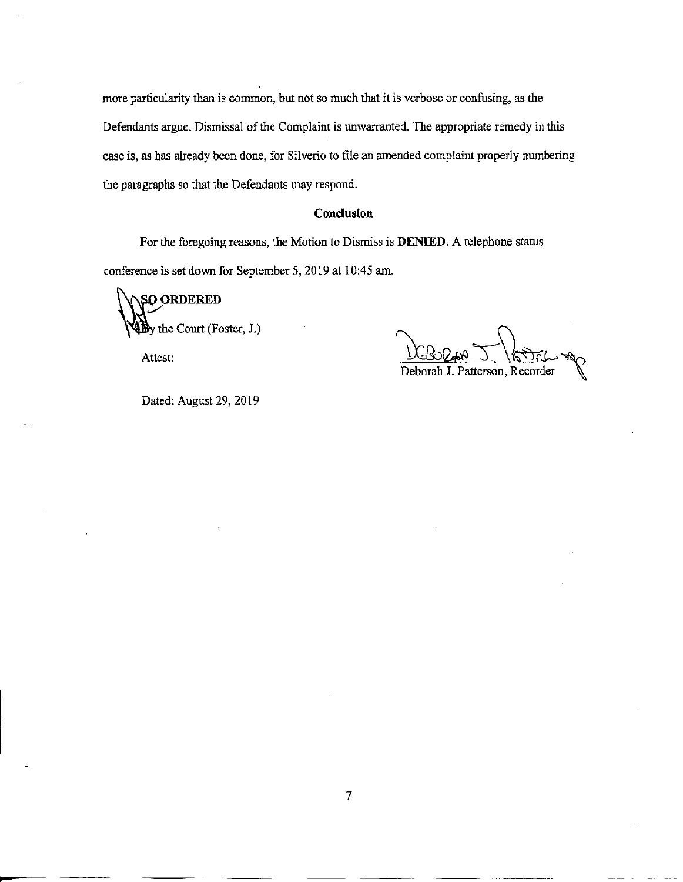more particularity than is common, but not so much that it is verbose or confusing, as the Defendants argue. Dismissal of the Complaint is unwarranted. The appropriate remedy in this case is, as has already been done, for Silverio to file an amended complaint properly numbering the paragraphs so that the Defendants may respond.

## Conclusion

For the foregoing reasons, the Motion to Dismiss is **DENIED**. A telephone status conference is set down for September 5, 2019 at 10:45 am.

**SO ORDERED**

By the Court (Foster, J.)

Attest:

Deborah J. Patterson, Recorder

Dated: August 29, 2019